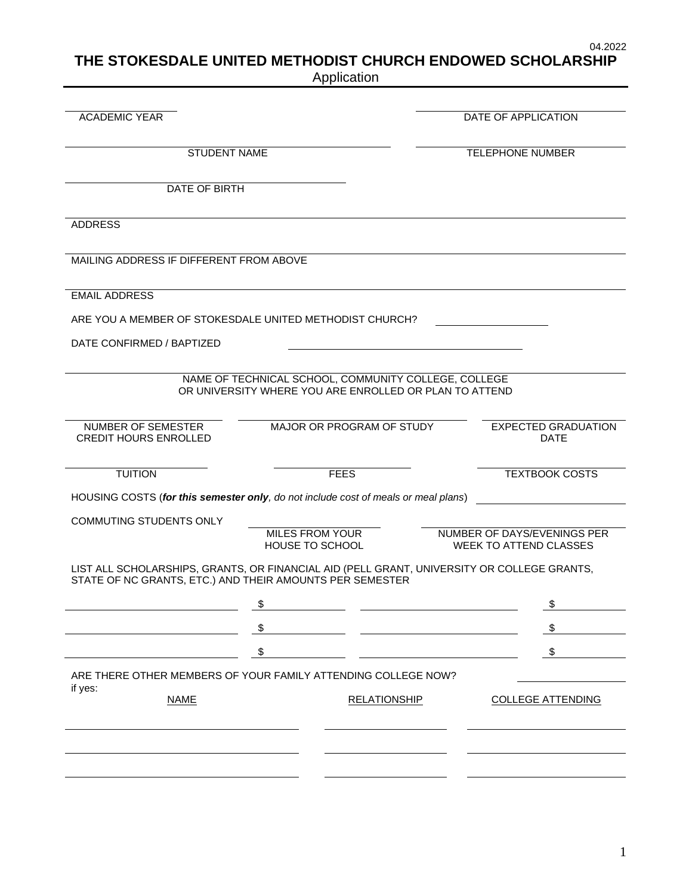04.2022

# THE STOKESDALE UNITED METHODIST CHURCH ENDOWED SCHOLARSHIP

Application

ACADEMIC YEAR ____________________ DATE OF APPLICATION ____________________

STUDENT NAME ____________________ TELEPHONE NUMBER ____________________

DATE OF BIRTH ____________________

ADDRESS ____________________

MAILING ADDRESS IF DIFFERENT FROM ABOVE ____________________

EMAIL ADDRESS ____________________

ARE YOU A MEMBER OF STOKESDALE UNITED METHODIST CHURCH? ____________________

DATE CONFIRMED / BAPTIZED ____________________

NAME OF TECHNICAL SCHOOL, COMMUNITY COLLEGE, COLLEGE OR UNIVERSITY WHERE YOU ARE ENROLLED OR PLAN TO ATTEND ____________________

NUMBER OF SEMESTER CREDIT HOURS ENROLLED ____________________ MAJOR OR PROGRAM OF STUDY ____________________ EXPECTED GRADUATION DATE ____________________

TUITION ____________________ FEES ____________________ TEXTBOOK COSTS ____________________

HOUSING COSTS (***for this semester only**, do not include cost of meals or meal plans*) ____________________

COMMUTING STUDENTS ONLY

MILES FROM YOUR HOUSE TO SCHOOL ____________________ NUMBER OF DAYS/EVENINGS PER WEEK TO ATTEND CLASSES ____________________

LIST ALL SCHOLARSHIPS, GRANTS, OR FINANCIAL AID (PELL GRANT, UNIVERSITY OR COLLEGE GRANTS, STATE OF NC GRANTS, ETC.) AND THEIR AMOUNTS PER SEMESTER

| | | | |
|---|---|---|---|
| | $ | | $ |
| | $ | | $ |
| | $ | | $ |

ARE THERE OTHER MEMBERS OF YOUR FAMILY ATTENDING COLLEGE NOW? ____________________

if yes:

| NAME | RELATIONSHIP | COLLEGE ATTENDING |
|---|---|---|
| | | |
| | | |
| | | |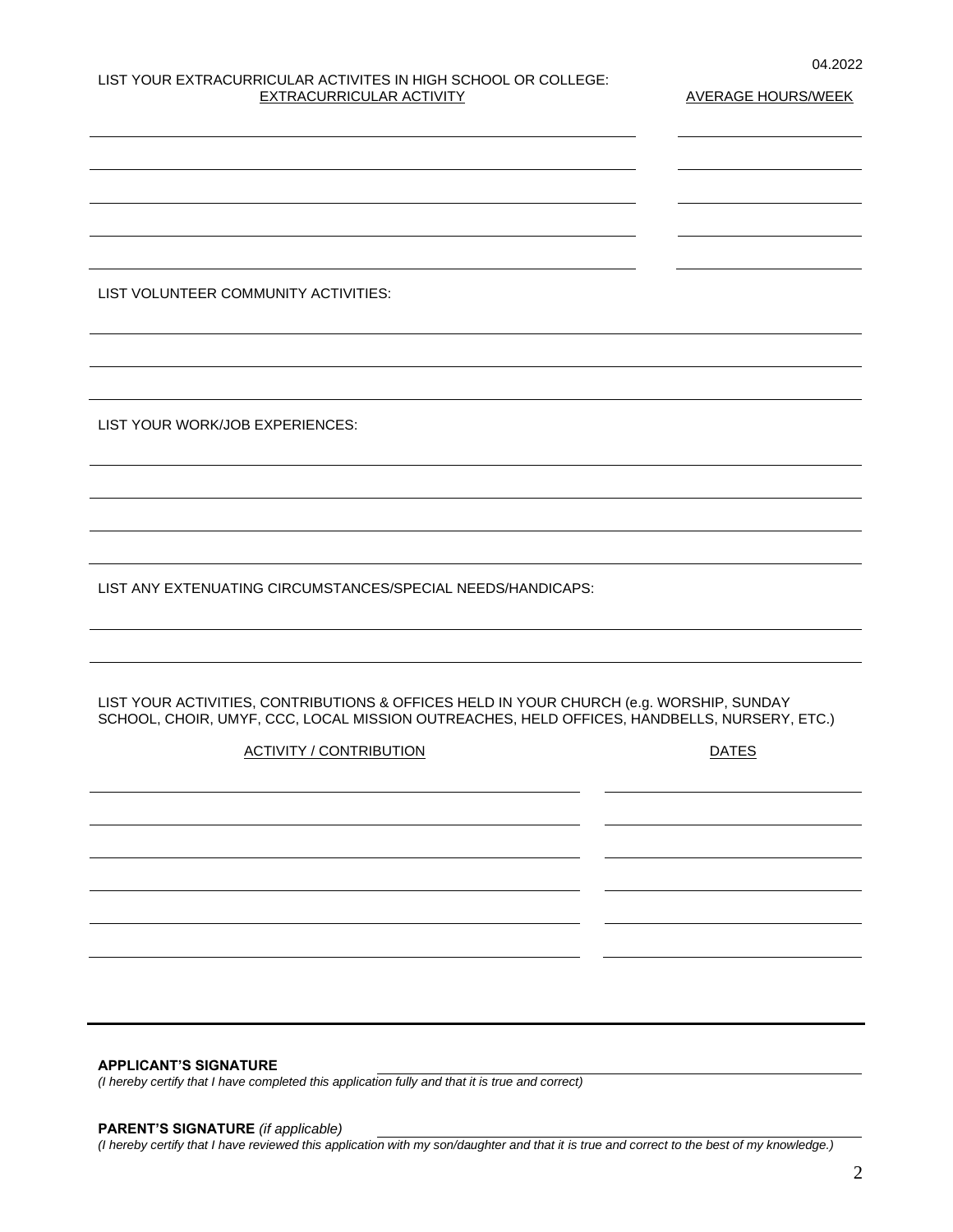04.2022

LIST YOUR EXTRACURRICULAR ACTIVITES IN HIGH SCHOOL OR COLLEGE:

| EXTRACURRICULAR ACTIVITY | AVERAGE HOURS/WEEK |
| --- | --- |
| | |
| | |
| | |
| | |
| | |

LIST VOLUNTEER COMMUNITY ACTIVITIES:

_______________________________________________

_______________________________________________

_______________________________________________

LIST YOUR WORK/JOB EXPERIENCES:

_______________________________________________

_______________________________________________

_______________________________________________

_______________________________________________

LIST ANY EXTENUATING CIRCUMSTANCES/SPECIAL NEEDS/HANDICAPS:

_______________________________________________

_______________________________________________

LIST YOUR ACTIVITIES, CONTRIBUTIONS & OFFICES HELD IN YOUR CHURCH (e.g. WORSHIP, SUNDAY SCHOOL, CHOIR, UMYF, CCC, LOCAL MISSION OUTREACHES, HELD OFFICES, HANDBELLS, NURSERY, ETC.)

| ACTIVITY / CONTRIBUTION | DATES |
| --- | --- |
| | |
| | |
| | |
| | |
| | |
| | |

---

**APPLICANT'S SIGNATURE** _______________________________________________

*(I hereby certify that I have completed this application fully and that it is true and correct)*

**PARENT'S SIGNATURE** *(if applicable)* _______________________________________________

*(I hereby certify that I have reviewed this application with my son/daughter and that it is true and correct to the best of my knowledge.)*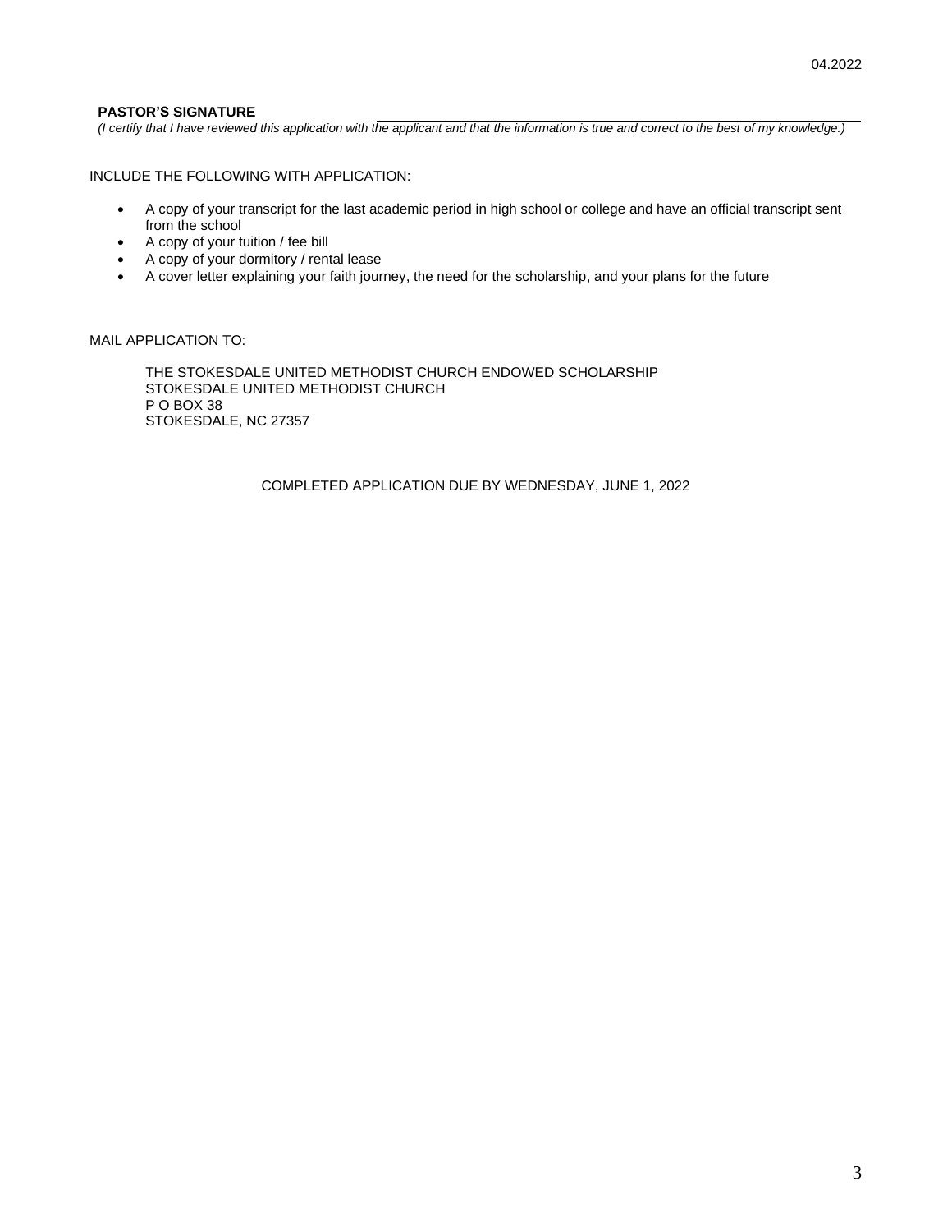**PASTOR'S SIGNATURE** \_\_\_\_\_\_\_\_\_\_\_\_\_\_\_\_\_\_\_\_\_\_\_\_\_\_\_\_\_\_\_\_\_\_\_\_\_\_\_\_\_\_\_\_\_\_\_\_

*(I certify that I have reviewed this application with the applicant and that the information is true and correct to the best of my knowledge.)*

INCLUDE THE FOLLOWING WITH APPLICATION:

- A copy of your transcript for the last academic period in high school or college and have an official transcript sent from the school
- A copy of your tuition / fee bill
- A copy of your dormitory / rental lease
- A cover letter explaining your faith journey, the need for the scholarship, and your plans for the future

MAIL APPLICATION TO:

THE STOKESDALE UNITED METHODIST CHURCH ENDOWED SCHOLARSHIP
STOKESDALE UNITED METHODIST CHURCH
P O BOX 38
STOKESDALE, NC 27357

COMPLETED APPLICATION DUE BY WEDNESDAY, JUNE 1, 2022